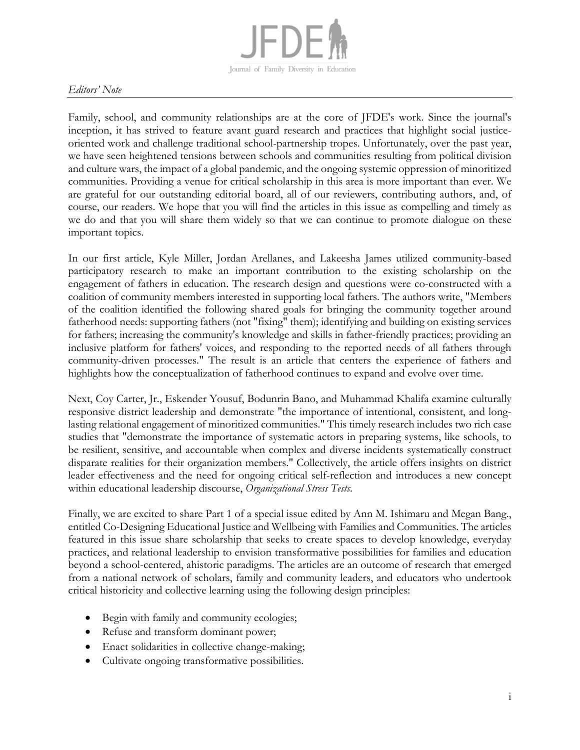*Editors' Note*

Family, school, and community relationships are at the core of JFDE's work. Since the journal's inception, it has strived to feature avant guard research and practices that highlight social justice-oriented work and challenge traditional school-partnership tropes. Unfortunately, over the past year, we have seen heightened tensions between schools and communities resulting from political division and culture wars, the impact of a global pandemic, and the ongoing systemic oppression of minoritized communities. Providing a venue for critical scholarship in this area is more important than ever. We are grateful for our outstanding editorial board, all of our reviewers, contributing authors, and, of course, our readers. We hope that you will find the articles in this issue as compelling and timely as we do and that you will share them widely so that we can continue to promote dialogue on these important topics.

In our first article, Kyle Miller, Jordan Arellanes, and Lakeesha James utilized community-based participatory research to make an important contribution to the existing scholarship on the engagement of fathers in education. The research design and questions were co-constructed with a coalition of community members interested in supporting local fathers. The authors write, "Members of the coalition identified the following shared goals for bringing the community together around fatherhood needs: supporting fathers (not "fixing" them); identifying and building on existing services for fathers; increasing the community's knowledge and skills in father-friendly practices; providing an inclusive platform for fathers' voices, and responding to the reported needs of all fathers through community-driven processes." The result is an article that centers the experience of fathers and highlights how the conceptualization of fatherhood continues to expand and evolve over time.

Next, Coy Carter, Jr., Eskender Yousuf, Bodunrin Bano, and Muhammad Khalifa examine culturally responsive district leadership and demonstrate "the importance of intentional, consistent, and long-lasting relational engagement of minoritized communities." This timely research includes two rich case studies that "demonstrate the importance of systematic actors in preparing systems, like schools, to be resilient, sensitive, and accountable when complex and diverse incidents systematically construct disparate realities for their organization members." Collectively, the article offers insights on district leader effectiveness and the need for ongoing critical self-reflection and introduces a new concept within educational leadership discourse, *Organizational Stress Tests*.

Finally, we are excited to share Part 1 of a special issue edited by Ann M. Ishimaru and Megan Bang., entitled Co-Designing Educational Justice and Wellbeing with Families and Communities. The articles featured in this issue share scholarship that seeks to create spaces to develop knowledge, everyday practices, and relational leadership to envision transformative possibilities for families and education beyond a school-centered, ahistoric paradigms. The articles are an outcome of research that emerged from a national network of scholars, family and community leaders, and educators who undertook critical historicity and collective learning using the following design principles:

- Begin with family and community ecologies;
- Refuse and transform dominant power;
- Enact solidarities in collective change-making;
- Cultivate ongoing transformative possibilities.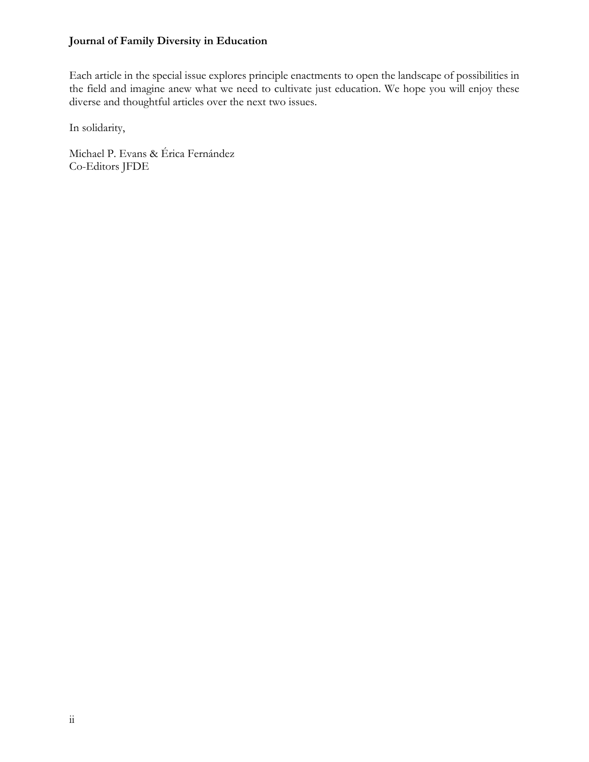Each article in the special issue explores principle enactments to open the landscape of possibilities in the field and imagine anew what we need to cultivate just education. We hope you will enjoy these diverse and thoughtful articles over the next two issues.

In solidarity,

Michael P. Evans & Érica Fernández
Co-Editors JFDE